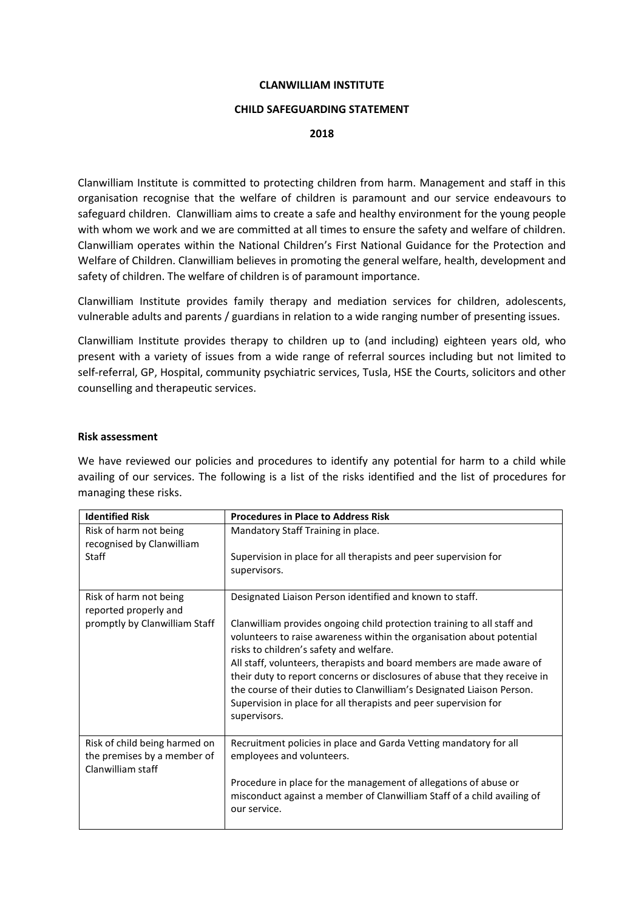**CLANWILLIAM INSTITUTE**

**CHILD SAFEGUARDING STATEMENT**

**2018**

Clanwilliam Institute is committed to protecting children from harm. Management and staff in this organisation recognise that the welfare of children is paramount and our service endeavours to safeguard children. Clanwilliam aims to create a safe and healthy environment for the young people with whom we work and we are committed at all times to ensure the safety and welfare of children. Clanwilliam operates within the National Children's First National Guidance for the Protection and Welfare of Children. Clanwilliam believes in promoting the general welfare, health, development and safety of children. The welfare of children is of paramount importance.

Clanwilliam Institute provides family therapy and mediation services for children, adolescents, vulnerable adults and parents / guardians in relation to a wide ranging number of presenting issues.

Clanwilliam Institute provides therapy to children up to (and including) eighteen years old, who present with a variety of issues from a wide range of referral sources including but not limited to self-referral, GP, Hospital, community psychiatric services, Tusla, HSE the Courts, solicitors and other counselling and therapeutic services.

**Risk assessment**

We have reviewed our policies and procedures to identify any potential for harm to a child while availing of our services. The following is a list of the risks identified and the list of procedures for managing these risks.

| Identified Risk | Procedures in Place to Address Risk |
|---|---|
| Risk of harm not being recognised by Clanwilliam Staff | Mandatory Staff Training in place.<br><br>Supervision in place for all therapists and peer supervision for supervisors. |
| Risk of harm not being reported properly and promptly by Clanwilliam Staff | Designated Liaison Person identified and known to staff.<br><br>Clanwilliam provides ongoing child protection training to all staff and volunteers to raise awareness within the organisation about potential risks to children's safety and welfare.<br>All staff, volunteers, therapists and board members are made aware of their duty to report concerns or disclosures of abuse that they receive in the course of their duties to Clanwilliam's Designated Liaison Person.<br>Supervision in place for all therapists and peer supervision for supervisors. |
| Risk of child being harmed on the premises by a member of Clanwilliam staff | Recruitment policies in place and Garda Vetting mandatory for all employees and volunteers.<br><br>Procedure in place for the management of allegations of abuse or misconduct against a member of Clanwilliam Staff of a child availing of our service. |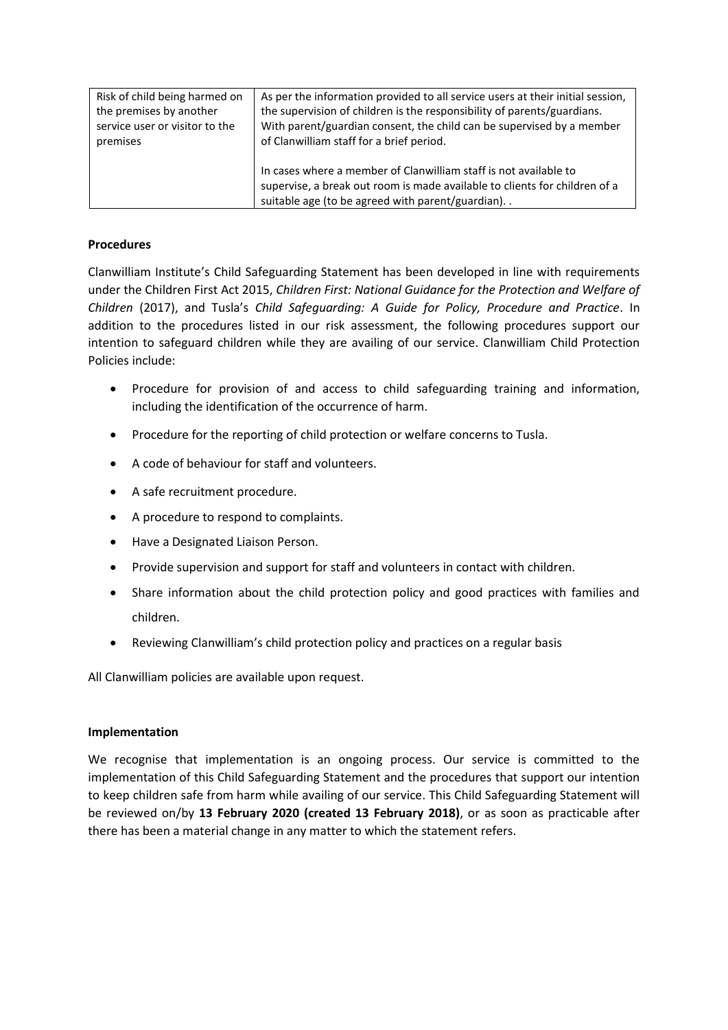| Risk of child being harmed on the premises by another service user or visitor to the premises | As per the information provided to all service users at their initial session, the supervision of children is the responsibility of parents/guardians. With parent/guardian consent, the child can be supervised by a member of Clanwilliam staff for a brief period.<br><br>In cases where a member of Clanwilliam staff is not available to supervise, a break out room is made available to clients for children of a suitable age (to be agreed with parent/guardian). . |
|---|---|

**Procedures**

Clanwilliam Institute's Child Safeguarding Statement has been developed in line with requirements under the Children First Act 2015, *Children First: National Guidance for the Protection and Welfare of Children* (2017), and Tusla's *Child Safeguarding: A Guide for Policy, Procedure and Practice*. In addition to the procedures listed in our risk assessment, the following procedures support our intention to safeguard children while they are availing of our service. Clanwilliam Child Protection Policies include:

- Procedure for provision of and access to child safeguarding training and information, including the identification of the occurrence of harm.
- Procedure for the reporting of child protection or welfare concerns to Tusla.
- A code of behaviour for staff and volunteers.
- A safe recruitment procedure.
- A procedure to respond to complaints.
- Have a Designated Liaison Person.
- Provide supervision and support for staff and volunteers in contact with children.
- Share information about the child protection policy and good practices with families and children.
- Reviewing Clanwilliam's child protection policy and practices on a regular basis

All Clanwilliam policies are available upon request.

**Implementation**

We recognise that implementation is an ongoing process. Our service is committed to the implementation of this Child Safeguarding Statement and the procedures that support our intention to keep children safe from harm while availing of our service. This Child Safeguarding Statement will be reviewed on/by **13 February 2020 (created 13 February 2018)**, or as soon as practicable after there has been a material change in any matter to which the statement refers.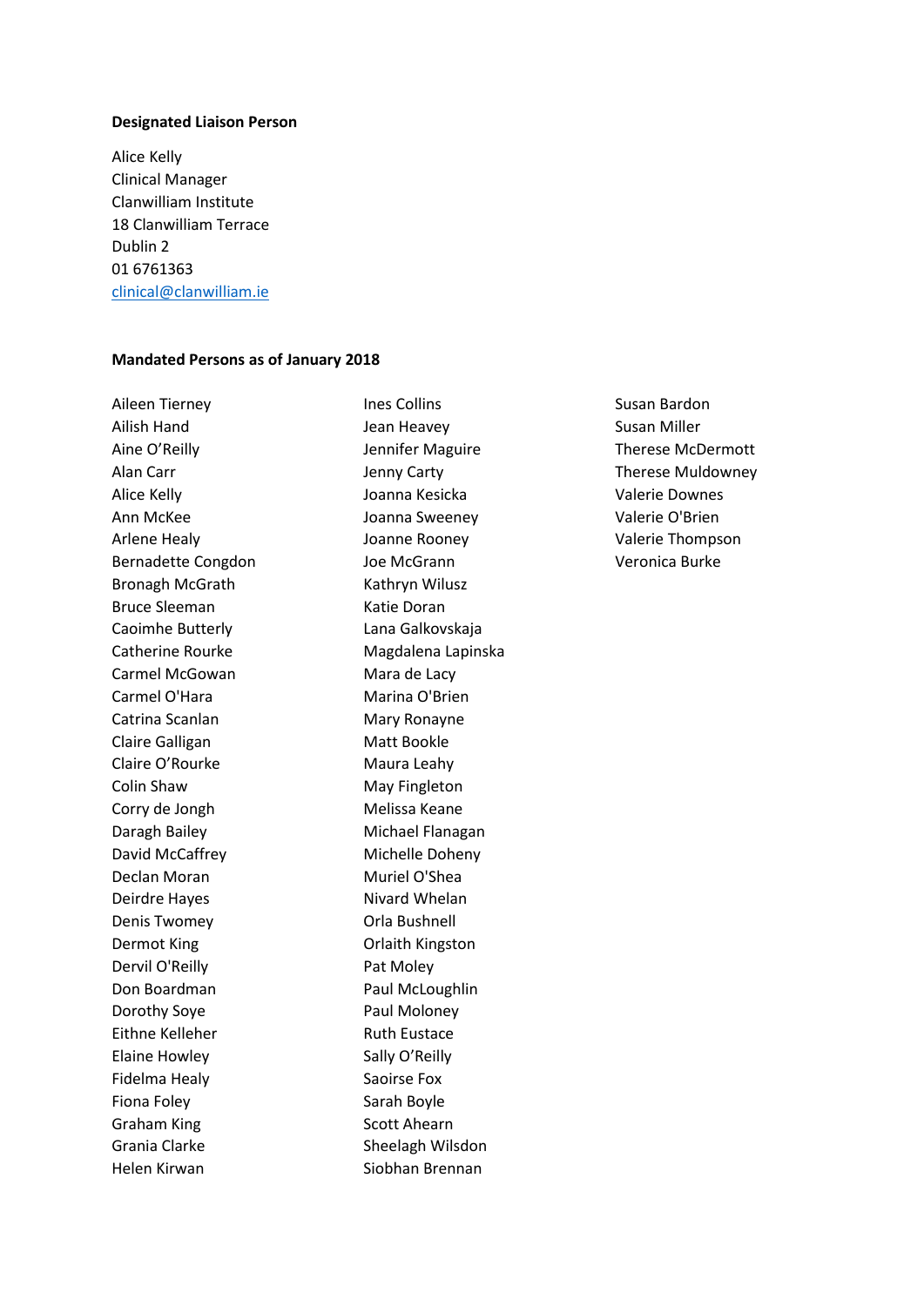**Designated Liaison Person**

Alice Kelly
Clinical Manager
Clanwilliam Institute
18 Clanwilliam Terrace
Dublin 2
01 6761363
clinical@clanwilliam.ie

**Mandated Persons as of January 2018**

Aileen Tierney
Ailish Hand
Aine O'Reilly
Alan Carr
Alice Kelly
Ann McKee
Arlene Healy
Bernadette Congdon
Bronagh McGrath
Bruce Sleeman
Caoimhe Butterly
Catherine Rourke
Carmel McGowan
Carmel O'Hara
Catrina Scanlan
Claire Galligan
Claire O'Rourke
Colin Shaw
Corry de Jongh
Daragh Bailey
David McCaffrey
Declan Moran
Deirdre Hayes
Denis Twomey
Dermot King
Dervil O'Reilly
Don Boardman
Dorothy Soye
Eithne Kelleher
Elaine Howley
Fidelma Healy
Fiona Foley
Graham King
Grania Clarke
Helen Kirwan
Ines Collins
Jean Heavey
Jennifer Maguire
Jenny Carty
Joanna Kesicka
Joanna Sweeney
Joanne Rooney
Joe McGrann
Kathryn Wilusz
Katie Doran
Lana Galkovskaja
Magdalena Lapinska
Mara de Lacy
Marina O'Brien
Mary Ronayne
Matt Bookle
Maura Leahy
May Fingleton
Melissa Keane
Michael Flanagan
Michelle Doheny
Muriel O'Shea
Nivard Whelan
Orla Bushnell
Orlaith Kingston
Pat Moley
Paul McLoughlin
Paul Moloney
Ruth Eustace
Sally O'Reilly
Saoirse Fox
Sarah Boyle
Scott Ahearn
Sheelagh Wilsdon
Siobhan Brennan
Susan Bardon
Susan Miller
Therese McDermott
Therese Muldowney
Valerie Downes
Valerie O'Brien
Valerie Thompson
Veronica Burke